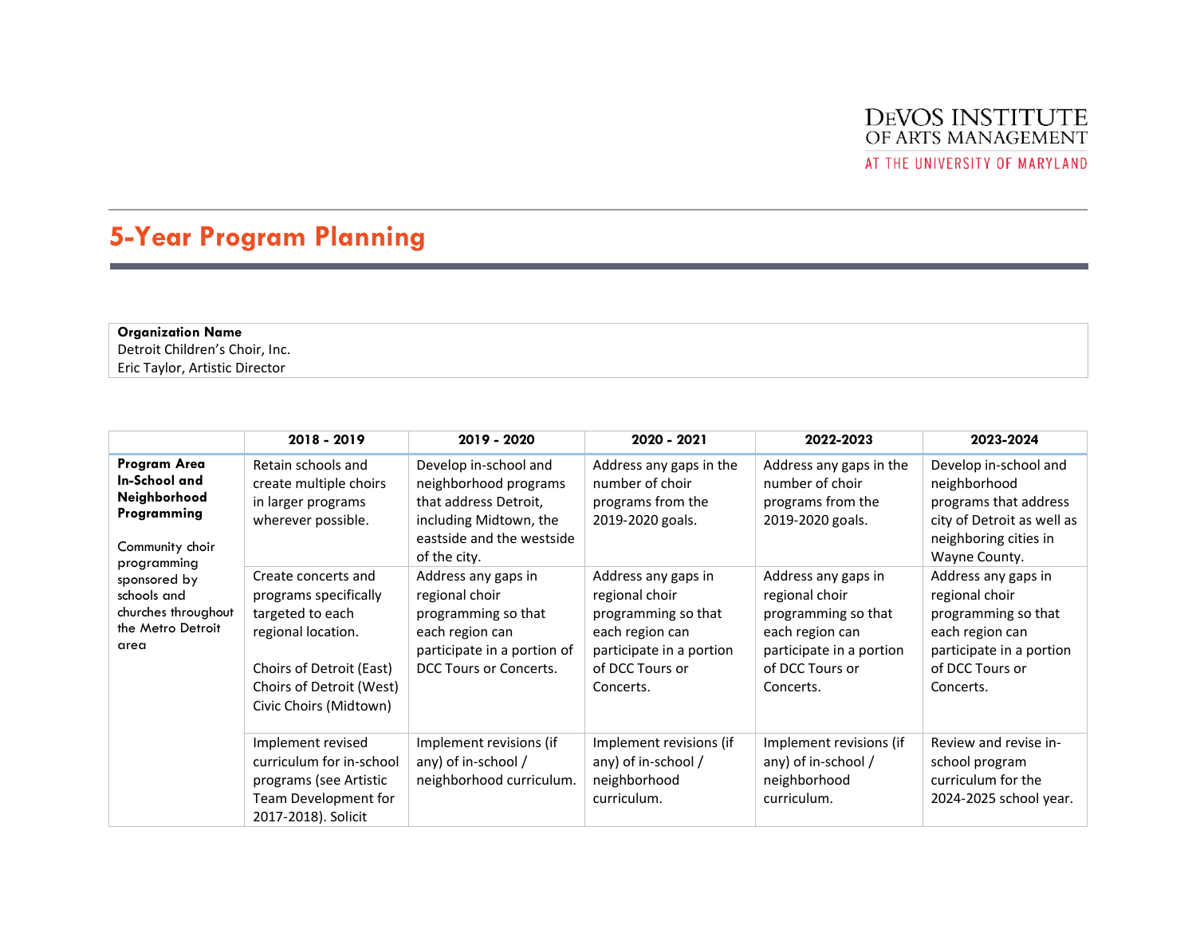DeVOS INSTITUTE OF ARTS MANAGEMENT
AT THE UNIVERSITY OF MARYLAND

# 5-Year Program Planning

**Organization Name**
Detroit Children's Choir, Inc.
Eric Taylor, Artistic Director

| | 2018 - 2019 | 2019 - 2020 | 2020 - 2021 | 2022-2023 | 2023-2024 |
|---|---|---|---|---|---|
| **Program Area In-School and Neighborhood Programming**<br><br>Community choir programming sponsored by schools and churches throughout the Metro Detroit area | Retain schools and create multiple choirs in larger programs wherever possible. | Develop in-school and neighborhood programs that address Detroit, including Midtown, the eastside and the westside of the city. | Address any gaps in the number of choir programs from the 2019-2020 goals. | Address any gaps in the number of choir programs from the 2019-2020 goals. | Develop in-school and neighborhood programs that address city of Detroit as well as neighboring cities in Wayne County. |
| | Create concerts and programs specifically targeted to each regional location.<br><br>Choirs of Detroit (East)<br>Choirs of Detroit (West)<br>Civic Choirs (Midtown) | Address any gaps in regional choir programming so that each region can participate in a portion of DCC Tours or Concerts. | Address any gaps in regional choir programming so that each region can participate in a portion of DCC Tours or Concerts. | Address any gaps in regional choir programming so that each region can participate in a portion of DCC Tours or Concerts. | Address any gaps in regional choir programming so that each region can participate in a portion of DCC Tours or Concerts. |
| | Implement revised curriculum for in-school programs (see Artistic Team Development for 2017-2018). Solicit | Implement revisions (if any) of in-school / neighborhood curriculum. | Implement revisions (if any) of in-school / neighborhood curriculum. | Implement revisions (if any) of in-school / neighborhood curriculum. | Review and revise in-school program curriculum for the 2024-2025 school year. |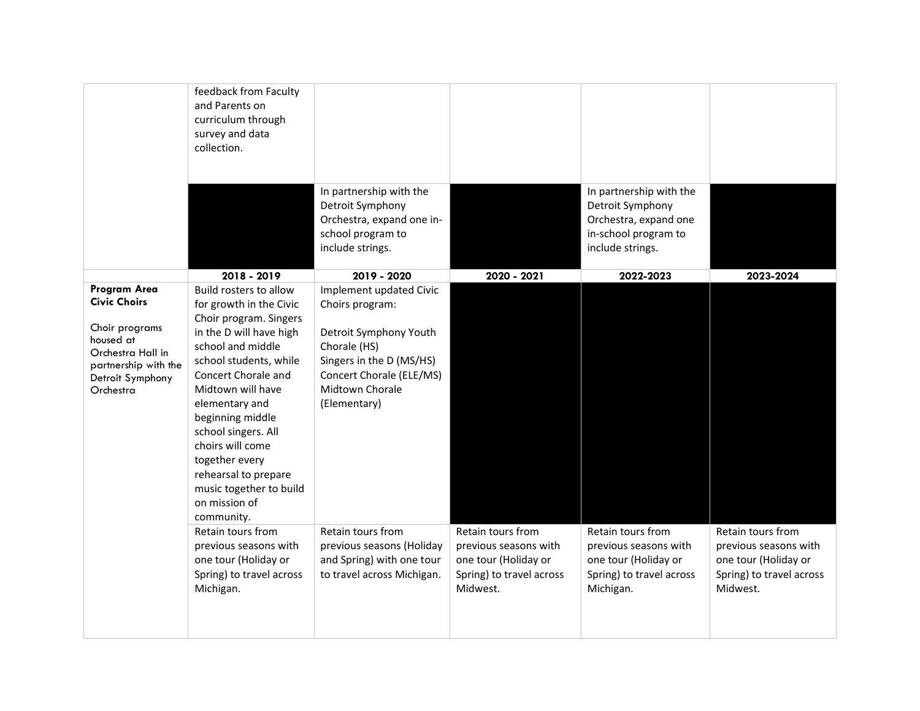| | | | | | |
|---|---|---|---|---|---|
| | feedback from Faculty and Parents on curriculum through survey and data collection. | | | | |
| | | In partnership with the Detroit Symphony Orchestra, expand one in-school program to include strings. | | In partnership with the Detroit Symphony Orchestra, expand one in-school program to include strings. | |
| | **2018 - 2019** | **2019 - 2020** | **2020 - 2021** | **2022-2023** | **2023-2024** |
| **Program Area Civic Choirs**<br><br>Choir programs housed at Orchestra Hall in partnership with the Detroit Symphony Orchestra | Build rosters to allow for growth in the Civic Choir program. Singers in the D will have high school and middle school students, while Concert Chorale and Midtown will have elementary and beginning middle school singers. All choirs will come together every rehearsal to prepare music together to build on mission of community. | Implement updated Civic Choirs program:<br><br>Detroit Symphony Youth Chorale (HS)<br>Singers in the D (MS/HS)<br>Concert Chorale (ELE/MS)<br>Midtown Chorale (Elementary) | | | |
| | Retain tours from previous seasons with one tour (Holiday or Spring) to travel across Michigan. | Retain tours from previous seasons (Holiday and Spring) with one tour to travel across Michigan. | Retain tours from previous seasons with one tour (Holiday or Spring) to travel across Midwest. | Retain tours from previous seasons with one tour (Holiday or Spring) to travel across Michigan. | Retain tours from previous seasons with one tour (Holiday or Spring) to travel across Midwest. |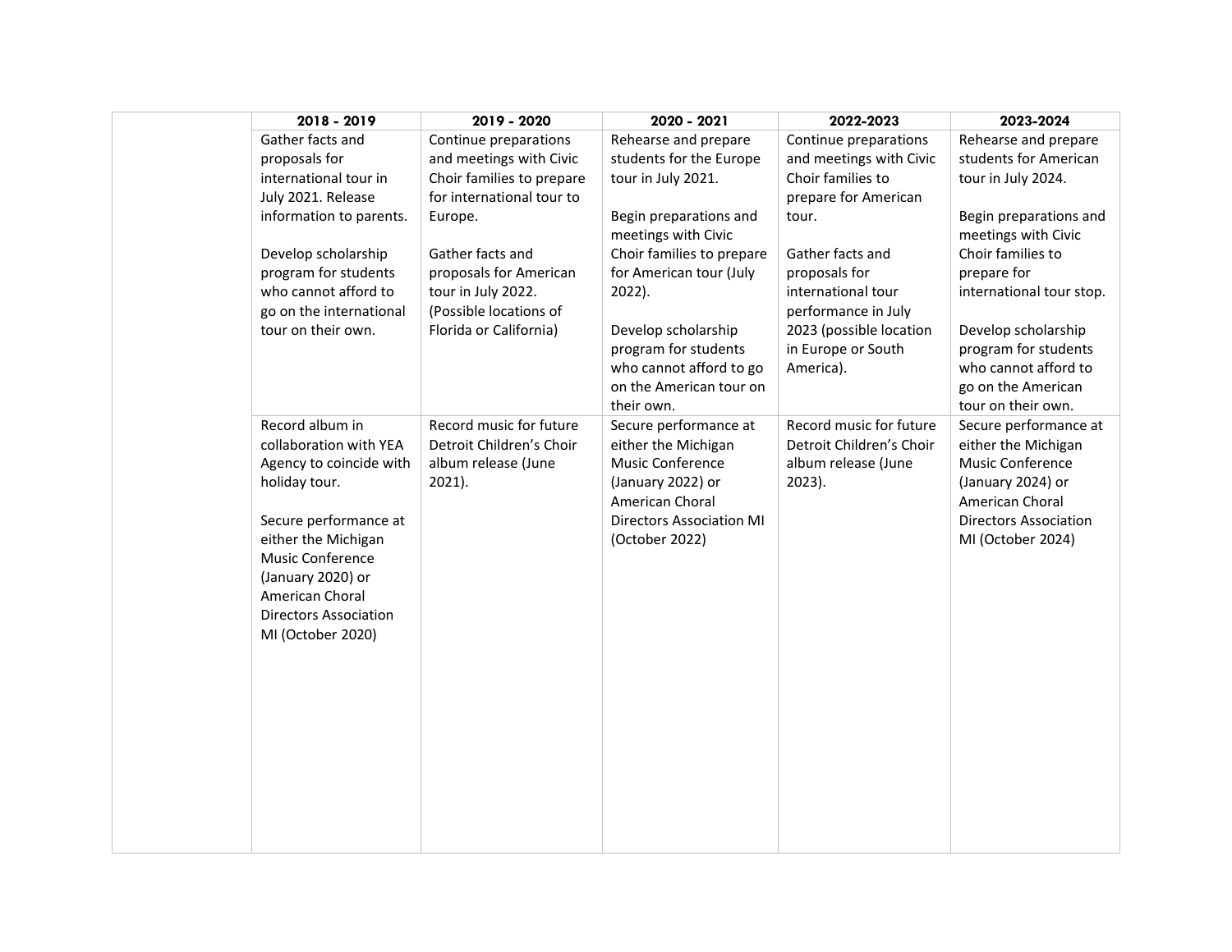| | 2018 - 2019 | 2019 - 2020 | 2020 - 2021 | 2022-2023 | 2023-2024 |
|---|---|---|---|---|---|
| | Gather facts and proposals for international tour in July 2021. Release information to parents.<br><br>Develop scholarship program for students who cannot afford to go on the international tour on their own. | Continue preparations and meetings with Civic Choir families to prepare for international tour to Europe.<br><br>Gather facts and proposals for American tour in July 2022. (Possible locations of Florida or California) | Rehearse and prepare students for the Europe tour in July 2021.<br><br>Begin preparations and meetings with Civic Choir families to prepare for American tour (July 2022).<br><br>Develop scholarship program for students who cannot afford to go on the American tour on their own. | Continue preparations and meetings with Civic Choir families to prepare for American tour.<br><br>Gather facts and proposals for international tour performance in July 2023 (possible location in Europe or South America). | Rehearse and prepare students for American tour in July 2024.<br><br>Begin preparations and meetings with Civic Choir families to prepare for international tour stop.<br><br>Develop scholarship program for students who cannot afford to go on the American tour on their own. |
| | Record album in collaboration with YEA Agency to coincide with holiday tour.<br><br>Secure performance at either the Michigan Music Conference (January 2020) or American Choral Directors Association MI (October 2020) | Record music for future Detroit Children's Choir album release (June 2021). | Secure performance at either the Michigan Music Conference (January 2022) or American Choral Directors Association MI (October 2022) | Record music for future Detroit Children's Choir album release (June 2023). | Secure performance at either the Michigan Music Conference (January 2024) or American Choral Directors Association MI (October 2024) |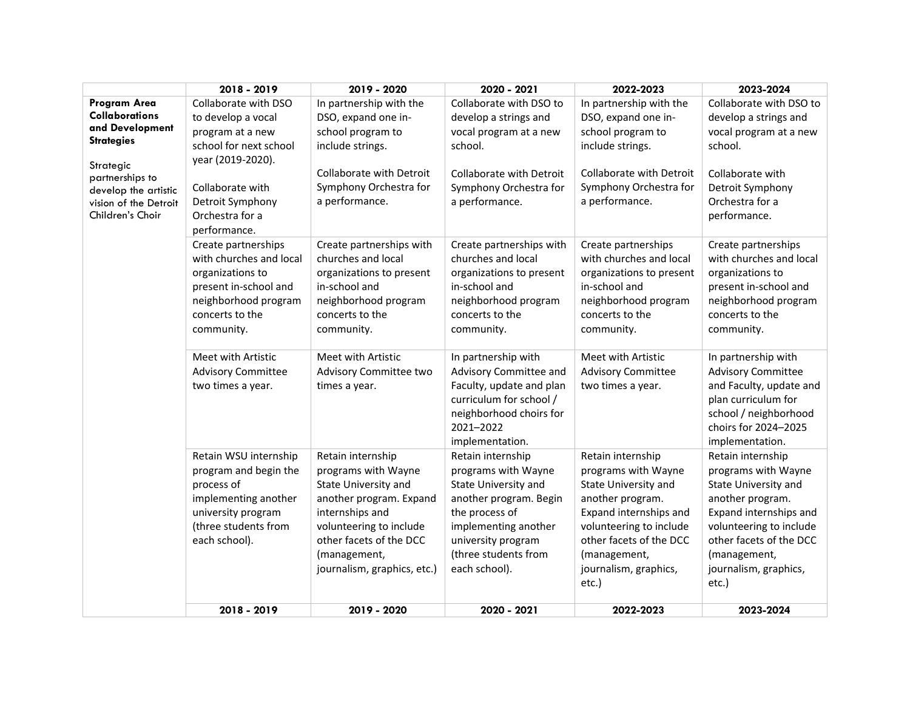| | 2018 - 2019 | 2019 - 2020 | 2020 - 2021 | 2022-2023 | 2023-2024 |
|---|---|---|---|---|---|
| **Program Area Collaborations and Development Strategies**<br><br>Strategic partnerships to develop the artistic vision of the Detroit Children's Choir | Collaborate with DSO to develop a vocal program at a new school for next school year (2019-2020).<br><br>Collaborate with Detroit Symphony Orchestra for a performance. | In partnership with the DSO, expand one in-school program to include strings.<br><br>Collaborate with Detroit Symphony Orchestra for a performance. | Collaborate with DSO to develop a strings and vocal program at a new school.<br><br>Collaborate with Detroit Symphony Orchestra for a performance. | In partnership with the DSO, expand one in-school program to include strings.<br><br>Collaborate with Detroit Symphony Orchestra for a performance. | Collaborate with DSO to develop a strings and vocal program at a new school.<br><br>Collaborate with Detroit Symphony Orchestra for a performance. |
| | Create partnerships with churches and local organizations to present in-school and neighborhood program concerts to the community. | Create partnerships with churches and local organizations to present in-school and neighborhood program concerts to the community. | Create partnerships with churches and local organizations to present in-school and neighborhood program concerts to the community. | Create partnerships with churches and local organizations to present in-school and neighborhood program concerts to the community. | Create partnerships with churches and local organizations to present in-school and neighborhood program concerts to the community. |
| | Meet with Artistic Advisory Committee two times a year. | Meet with Artistic Advisory Committee two times a year. | In partnership with Advisory Committee and Faculty, update and plan curriculum for school / neighborhood choirs for 2021–2022 implementation. | Meet with Artistic Advisory Committee two times a year. | In partnership with Advisory Committee and Faculty, update and plan curriculum for school / neighborhood choirs for 2024–2025 implementation. |
| | Retain WSU internship program and begin the process of implementing another university program (three students from each school). | Retain internship programs with Wayne State University and another program. Expand internships and volunteering to include other facets of the DCC (management, journalism, graphics, etc.) | Retain internship programs with Wayne State University and another program. Begin the process of implementing another university program (three students from each school). | Retain internship programs with Wayne State University and another program. Expand internships and volunteering to include other facets of the DCC (management, journalism, graphics, etc.) | Retain internship programs with Wayne State University and another program. Expand internships and volunteering to include other facets of the DCC (management, journalism, graphics, etc.) |
| | **2018 - 2019** | **2019 - 2020** | **2020 - 2021** | **2022-2023** | **2023-2024** |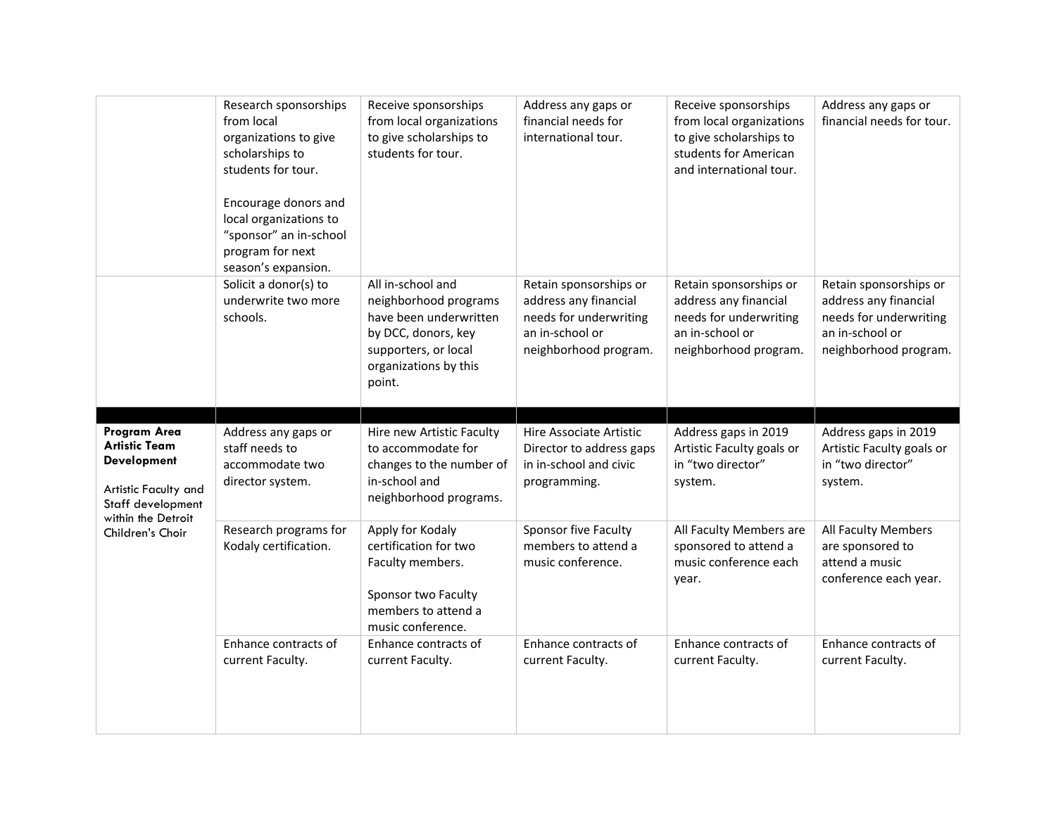| | | | | | |
|---|---|---|---|---|---|
| | Research sponsorships from local organizations to give scholarships to students for tour.<br><br>Encourage donors and local organizations to “sponsor” an in-school program for next season’s expansion. | Receive sponsorships from local organizations to give scholarships to students for tour. | Address any gaps or financial needs for international tour. | Receive sponsorships from local organizations to give scholarships to students for American and international tour. | Address any gaps or financial needs for tour. |
| | Solicit a donor(s) to underwrite two more schools. | All in-school and neighborhood programs have been underwritten by DCC, donors, key supporters, or local organizations by this point. | Retain sponsorships or address any financial needs for underwriting an in-school or neighborhood program. | Retain sponsorships or address any financial needs for underwriting an in-school or neighborhood program. | Retain sponsorships or address any financial needs for underwriting an in-school or neighborhood program. |
| | | | | | |
| **Program Area Artistic Team Development**<br><br>Artistic Faculty and Staff development within the Detroit Children’s Choir | Address any gaps or staff needs to accommodate two director system. | Hire new Artistic Faculty to accommodate for changes to the number of in-school and neighborhood programs. | Hire Associate Artistic Director to address gaps in in-school and civic programming. | Address gaps in 2019 Artistic Faculty goals or in “two director” system. | Address gaps in 2019 Artistic Faculty goals or in “two director” system. |
| | Research programs for Kodaly certification. | Apply for Kodaly certification for two Faculty members.<br><br>Sponsor two Faculty members to attend a music conference. | Sponsor five Faculty members to attend a music conference. | All Faculty Members are sponsored to attend a music conference each year. | All Faculty Members are sponsored to attend a music conference each year. |
| | Enhance contracts of current Faculty. | Enhance contracts of current Faculty. | Enhance contracts of current Faculty. | Enhance contracts of current Faculty. | Enhance contracts of current Faculty. |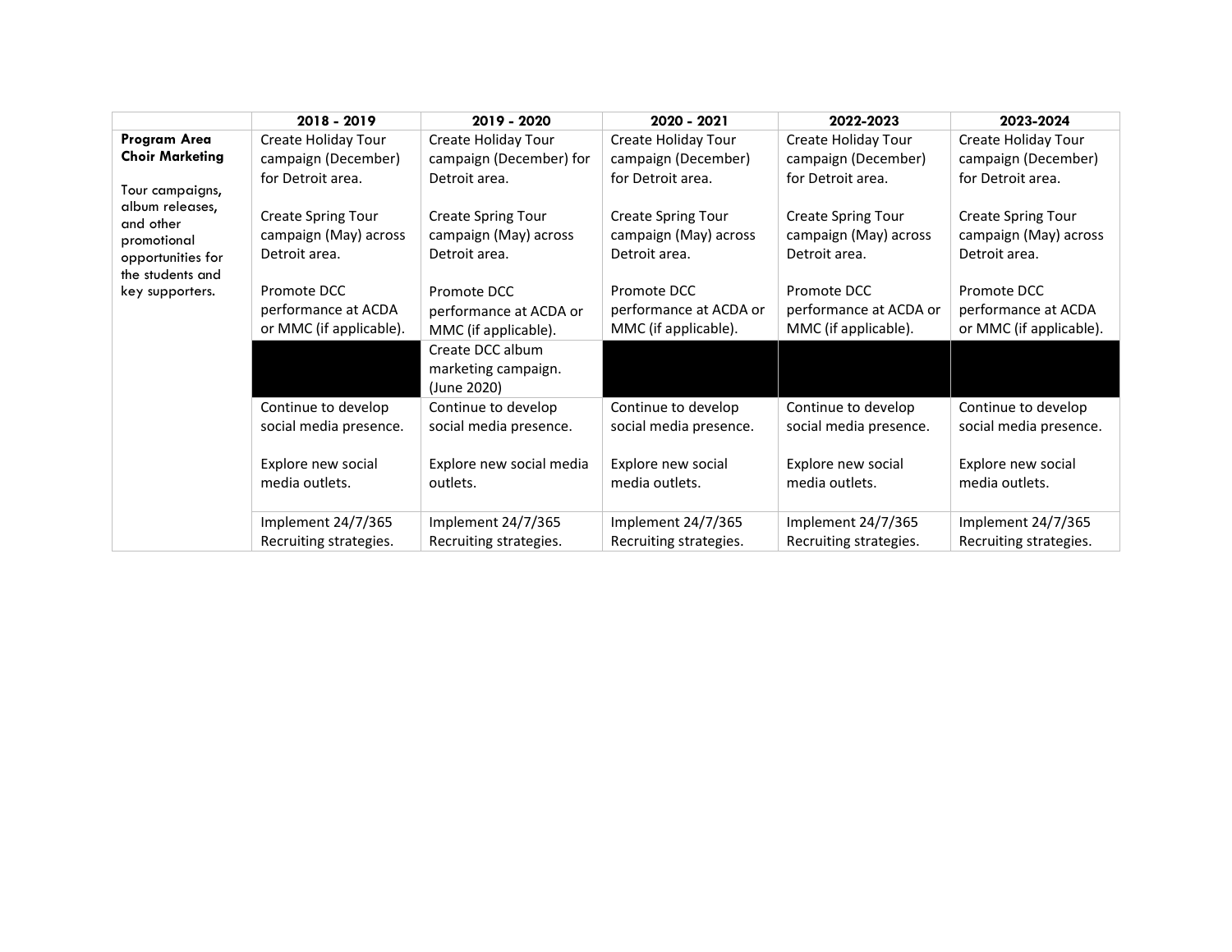| | 2018 - 2019 | 2019 - 2020 | 2020 - 2021 | 2022-2023 | 2023-2024 |
|---|---|---|---|---|---|
| **Program Area Choir Marketing**<br><br>Tour campaigns, album releases, and other promotional opportunities for the students and key supporters. | Create Holiday Tour campaign (December) for Detroit area.<br><br>Create Spring Tour campaign (May) across Detroit area.<br><br>Promote DCC performance at ACDA or MMC (if applicable). | Create Holiday Tour campaign (December) for Detroit area.<br><br>Create Spring Tour campaign (May) across Detroit area.<br><br>Promote DCC performance at ACDA or MMC (if applicable). | Create Holiday Tour campaign (December) for Detroit area.<br><br>Create Spring Tour campaign (May) across Detroit area.<br><br>Promote DCC performance at ACDA or MMC (if applicable). | Create Holiday Tour campaign (December) for Detroit area.<br><br>Create Spring Tour campaign (May) across Detroit area.<br><br>Promote DCC performance at ACDA or MMC (if applicable). | Create Holiday Tour campaign (December) for Detroit area.<br><br>Create Spring Tour campaign (May) across Detroit area.<br><br>Promote DCC performance at ACDA or MMC (if applicable). |
| | | Create DCC album marketing campaign. (June 2020) | | | |
| | Continue to develop social media presence.<br><br>Explore new social media outlets.<br><br>Implement 24/7/365 Recruiting strategies. | Continue to develop social media presence.<br><br>Explore new social media outlets.<br><br>Implement 24/7/365 Recruiting strategies. | Continue to develop social media presence.<br><br>Explore new social media outlets.<br><br>Implement 24/7/365 Recruiting strategies. | Continue to develop social media presence.<br><br>Explore new social media outlets.<br><br>Implement 24/7/365 Recruiting strategies. | Continue to develop social media presence.<br><br>Explore new social media outlets.<br><br>Implement 24/7/365 Recruiting strategies. |